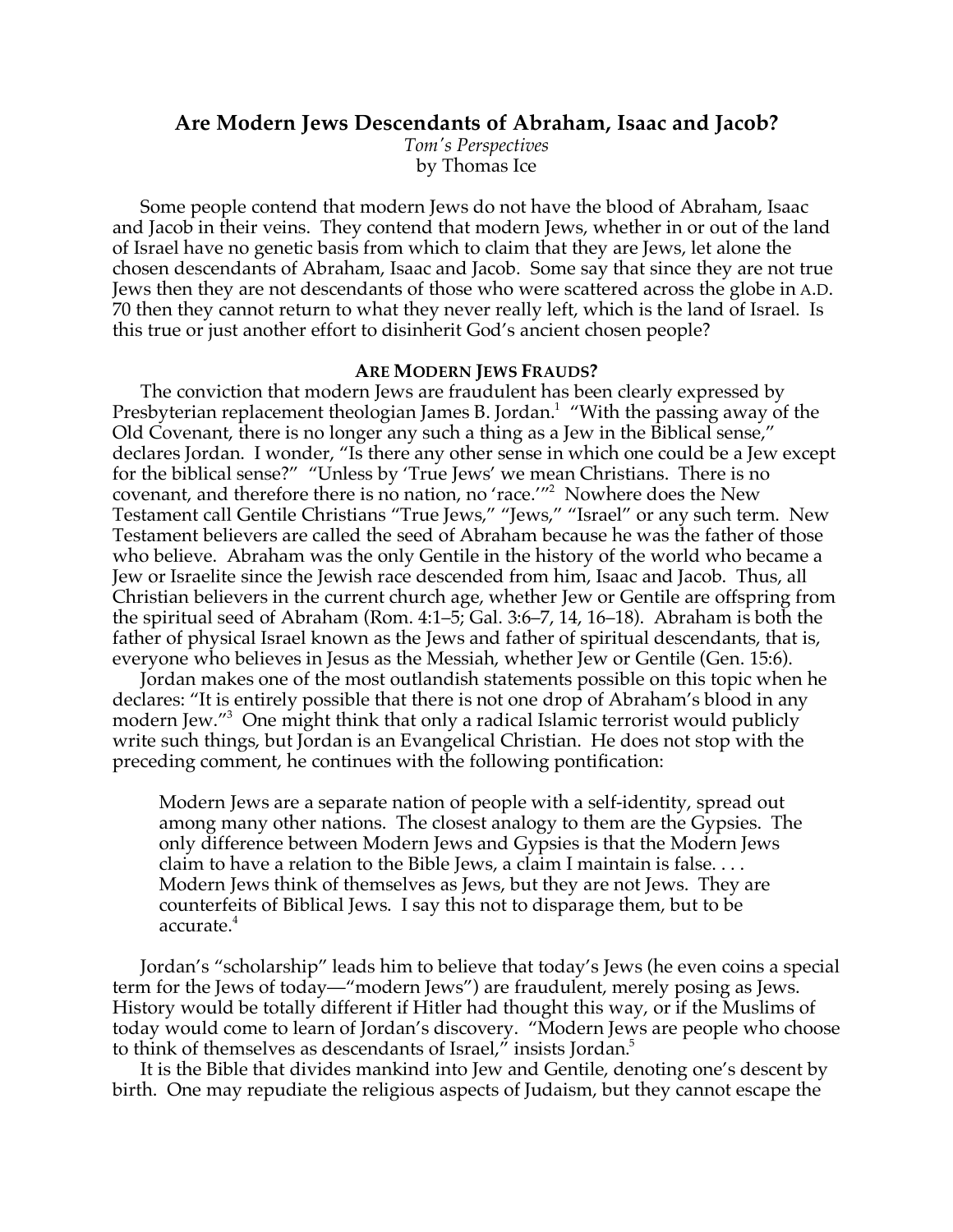# Are Modern Jews Descendants of Abraham, Isaac and Jacob?

*Tom's Perspectives*
by Thomas Ice

Some people contend that modern Jews do not have the blood of Abraham, Isaac and Jacob in their veins. They contend that modern Jews, whether in or out of the land of Israel have no genetic basis from which to claim that they are Jews, let alone the chosen descendants of Abraham, Isaac and Jacob. Some say that since they are not true Jews then they are not descendants of those who were scattered across the globe in A.D. 70 then they cannot return to what they never really left, which is the land of Israel. Is this true or just another effort to disinherit God's ancient chosen people?

## ARE MODERN JEWS FRAUDS?

The conviction that modern Jews are fraudulent has been clearly expressed by Presbyterian replacement theologian James B. Jordan.[1] "With the passing away of the Old Covenant, there is no longer any such a thing as a Jew in the Biblical sense," declares Jordan. I wonder, "Is there any other sense in which one could be a Jew except for the biblical sense?" "Unless by 'True Jews' we mean Christians. There is no covenant, and therefore there is no nation, no 'race.'"[2] Nowhere does the New Testament call Gentile Christians "True Jews," "Jews," "Israel" or any such term. New Testament believers are called the seed of Abraham because he was the father of those who believe. Abraham was the only Gentile in the history of the world who became a Jew or Israelite since the Jewish race descended from him, Isaac and Jacob. Thus, all Christian believers in the current church age, whether Jew or Gentile are offspring from the spiritual seed of Abraham (Rom. 4:1–5; Gal. 3:6–7, 14, 16–18). Abraham is both the father of physical Israel known as the Jews and father of spiritual descendants, that is, everyone who believes in Jesus as the Messiah, whether Jew or Gentile (Gen. 15:6).

Jordan makes one of the most outlandish statements possible on this topic when he declares: "It is entirely possible that there is not one drop of Abraham's blood in any modern Jew."[3] One might think that only a radical Islamic terrorist would publicly write such things, but Jordan is an Evangelical Christian. He does not stop with the preceding comment, he continues with the following pontification:

> Modern Jews are a separate nation of people with a self-identity, spread out among many other nations. The closest analogy to them are the Gypsies. The only difference between Modern Jews and Gypsies is that the Modern Jews claim to have a relation to the Bible Jews, a claim I maintain is false. . . . Modern Jews think of themselves as Jews, but they are not Jews. They are counterfeits of Biblical Jews. I say this not to disparage them, but to be accurate.[4]

Jordan's "scholarship" leads him to believe that today's Jews (he even coins a special term for the Jews of today—"modern Jews") are fraudulent, merely posing as Jews. History would be totally different if Hitler had thought this way, or if the Muslims of today would come to learn of Jordan's discovery. "Modern Jews are people who choose to think of themselves as descendants of Israel," insists Jordan.[5]

It is the Bible that divides mankind into Jew and Gentile, denoting one's descent by birth. One may repudiate the religious aspects of Judaism, but they cannot escape the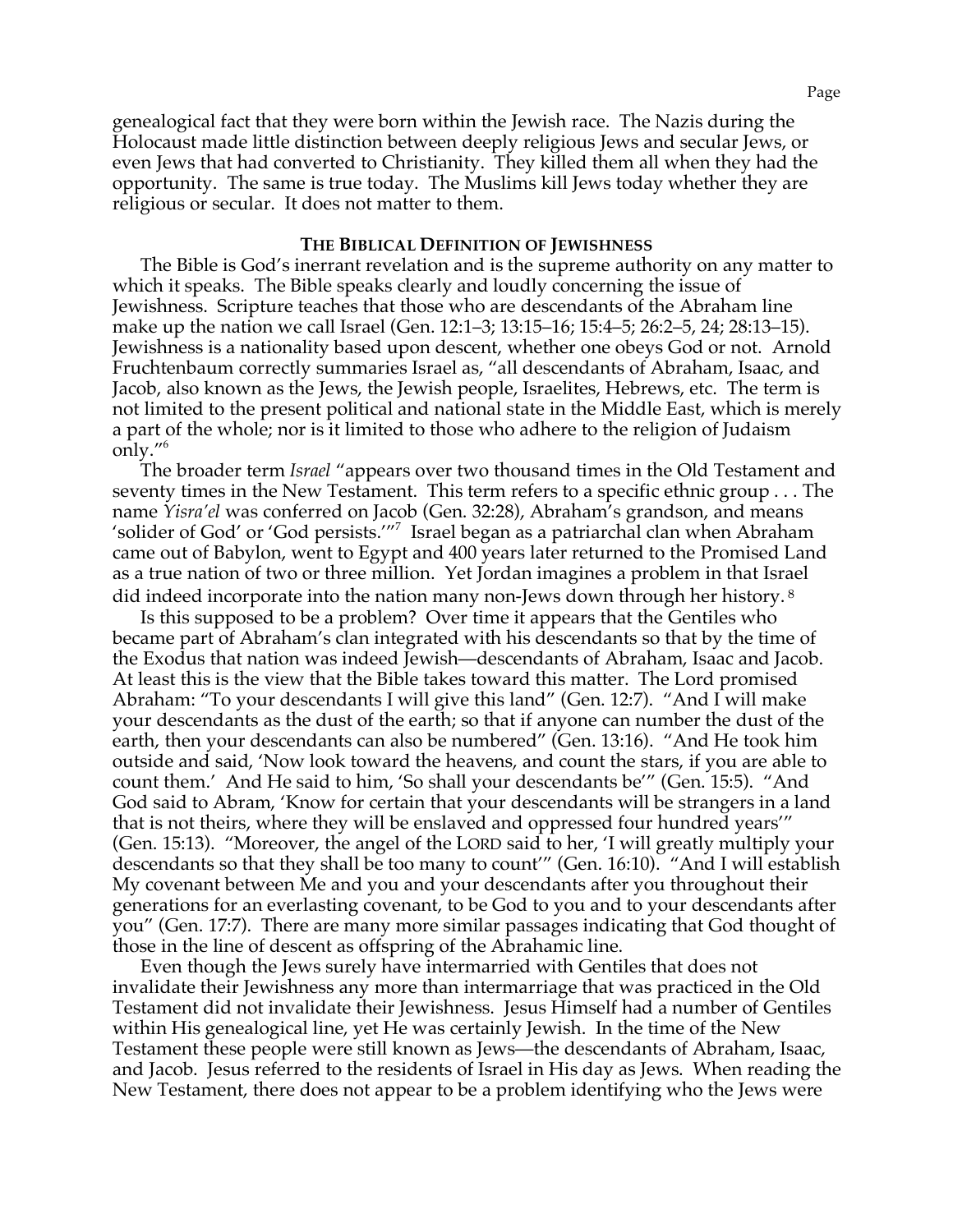genealogical fact that they were born within the Jewish race. The Nazis during the Holocaust made little distinction between deeply religious Jews and secular Jews, or even Jews that had converted to Christianity. They killed them all when they had the opportunity. The same is true today. The Muslims kill Jews today whether they are religious or secular. It does not matter to them.

## THE BIBLICAL DEFINITION OF JEWISHNESS

The Bible is God's inerrant revelation and is the supreme authority on any matter to which it speaks. The Bible speaks clearly and loudly concerning the issue of Jewishness. Scripture teaches that those who are descendants of the Abraham line make up the nation we call Israel (Gen. 12:1–3; 13:15–16; 15:4–5; 26:2–5, 24; 28:13–15). Jewishness is a nationality based upon descent, whether one obeys God or not. Arnold Fruchtenbaum correctly summaries Israel as, "all descendants of Abraham, Isaac, and Jacob, also known as the Jews, the Jewish people, Israelites, Hebrews, etc. The term is not limited to the present political and national state in the Middle East, which is merely a part of the whole; nor is it limited to those who adhere to the religion of Judaism only."[6]

The broader term *Israel* "appears over two thousand times in the Old Testament and seventy times in the New Testament. This term refers to a specific ethnic group . . . The name *Yisra'el* was conferred on Jacob (Gen. 32:28), Abraham's grandson, and means 'solider of God' or 'God persists.'"[7] Israel began as a patriarchal clan when Abraham came out of Babylon, went to Egypt and 400 years later returned to the Promised Land as a true nation of two or three million. Yet Jordan imagines a problem in that Israel did indeed incorporate into the nation many non-Jews down through her history.[8]

Is this supposed to be a problem? Over time it appears that the Gentiles who became part of Abraham's clan integrated with his descendants so that by the time of the Exodus that nation was indeed Jewish—descendants of Abraham, Isaac and Jacob. At least this is the view that the Bible takes toward this matter. The Lord promised Abraham: "To your descendants I will give this land" (Gen. 12:7). "And I will make your descendants as the dust of the earth; so that if anyone can number the dust of the earth, then your descendants can also be numbered" (Gen. 13:16). "And He took him outside and said, 'Now look toward the heavens, and count the stars, if you are able to count them.' And He said to him, 'So shall your descendants be'" (Gen. 15:5). "And God said to Abram, 'Know for certain that your descendants will be strangers in a land that is not theirs, where they will be enslaved and oppressed four hundred years'" (Gen. 15:13). "Moreover, the angel of the LORD said to her, 'I will greatly multiply your descendants so that they shall be too many to count'" (Gen. 16:10). "And I will establish My covenant between Me and you and your descendants after you throughout their generations for an everlasting covenant, to be God to you and to your descendants after you" (Gen. 17:7). There are many more similar passages indicating that God thought of those in the line of descent as offspring of the Abrahamic line.

Even though the Jews surely have intermarried with Gentiles that does not invalidate their Jewishness any more than intermarriage that was practiced in the Old Testament did not invalidate their Jewishness. Jesus Himself had a number of Gentiles within His genealogical line, yet He was certainly Jewish. In the time of the New Testament these people were still known as Jews—the descendants of Abraham, Isaac, and Jacob. Jesus referred to the residents of Israel in His day as Jews. When reading the New Testament, there does not appear to be a problem identifying who the Jews were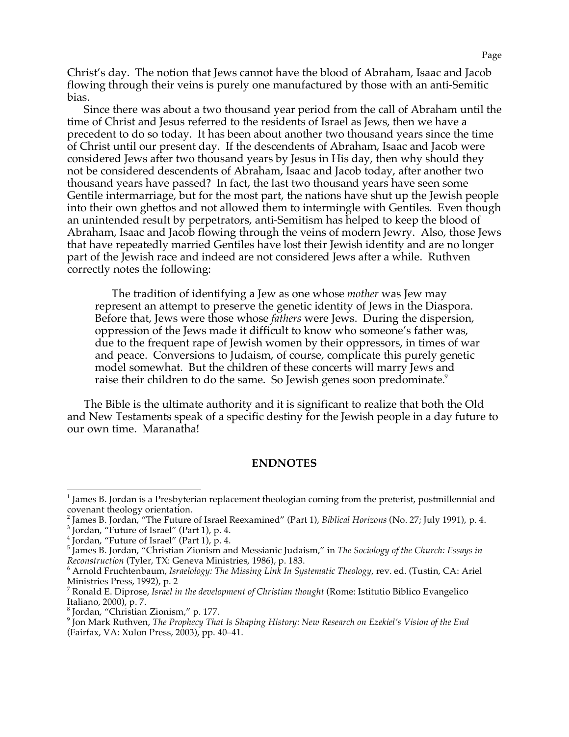Christ's day. The notion that Jews cannot have the blood of Abraham, Isaac and Jacob flowing through their veins is purely one manufactured by those with an anti-Semitic bias.

Since there was about a two thousand year period from the call of Abraham until the time of Christ and Jesus referred to the residents of Israel as Jews, then we have a precedent to do so today. It has been about another two thousand years since the time of Christ until our present day. If the descendents of Abraham, Isaac and Jacob were considered Jews after two thousand years by Jesus in His day, then why should they not be considered descendents of Abraham, Isaac and Jacob today, after another two thousand years have passed? In fact, the last two thousand years have seen some Gentile intermarriage, but for the most part, the nations have shut up the Jewish people into their own ghettos and not allowed them to intermingle with Gentiles. Even though an unintended result by perpetrators, anti-Semitism has helped to keep the blood of Abraham, Isaac and Jacob flowing through the veins of modern Jewry. Also, those Jews that have repeatedly married Gentiles have lost their Jewish identity and are no longer part of the Jewish race and indeed are not considered Jews after a while. Ruthven correctly notes the following:

> The tradition of identifying a Jew as one whose *mother* was Jew may represent an attempt to preserve the genetic identity of Jews in the Diaspora. Before that, Jews were those whose *fathers* were Jews. During the dispersion, oppression of the Jews made it difficult to know who someone's father was, due to the frequent rape of Jewish women by their oppressors, in times of war and peace. Conversions to Judaism, of course, complicate this purely genetic model somewhat. But the children of these concerts will marry Jews and raise their children to do the same. So Jewish genes soon predominate.[9]

The Bible is the ultimate authority and it is significant to realize that both the Old and New Testaments speak of a specific destiny for the Jewish people in a day future to our own time. Maranatha!

## ENDNOTES

[1] James B. Jordan is a Presbyterian replacement theologian coming from the preterist, postmillennial and covenant theology orientation.

[2] James B. Jordan, "The Future of Israel Reexamined" (Part 1), *Biblical Horizons* (No. 27; July 1991), p. 4.

[3] Jordan, "Future of Israel" (Part 1), p. 4.

[4] Jordan, "Future of Israel" (Part 1), p. 4.

[5] James B. Jordan, "Christian Zionism and Messianic Judaism," in *The Sociology of the Church: Essays in Reconstruction* (Tyler, TX: Geneva Ministries, 1986), p. 183.

[6] Arnold Fruchtenbaum, *Israelology: The Missing Link In Systematic Theology*, rev. ed. (Tustin, CA: Ariel Ministries Press, 1992), p. 2

[7] Ronald E. Diprose, *Israel in the development of Christian thought* (Rome: Istitutio Biblico Evangelico Italiano, 2000), p. 7.

[8] Jordan, "Christian Zionism," p. 177.

[9] Jon Mark Ruthven, *The Prophecy That Is Shaping History: New Research on Ezekiel's Vision of the End* (Fairfax, VA: Xulon Press, 2003), pp. 40–41.